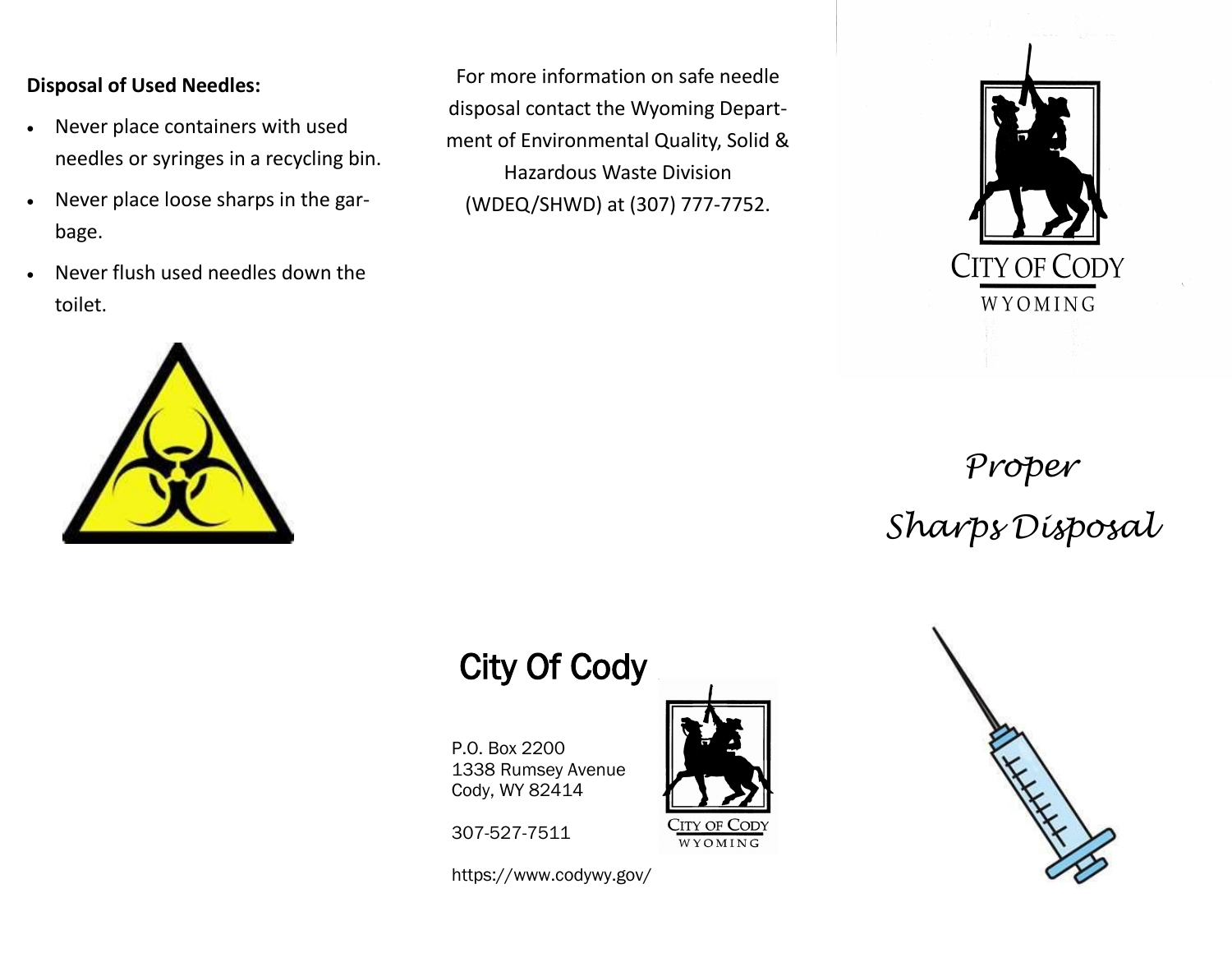**Disposal of Used Needles:**

- Never place containers with used needles or syringes in a recycling bin.
- Never place loose sharps in the garbage.
- Never flush used needles down the toilet.

For more information on safe needle disposal contact the Wyoming Department of Environmental Quality, Solid & Hazardous Waste Division (WDEQ/SHWD) at (307) 777-7752.

## City Of Cody

P.O. Box 2200
1338 Rumsey Avenue
Cody, WY 82414

307-527-7511

https://www.codywy.gov/

CITY OF CODY
WYOMING

# *Proper Sharps Disposal*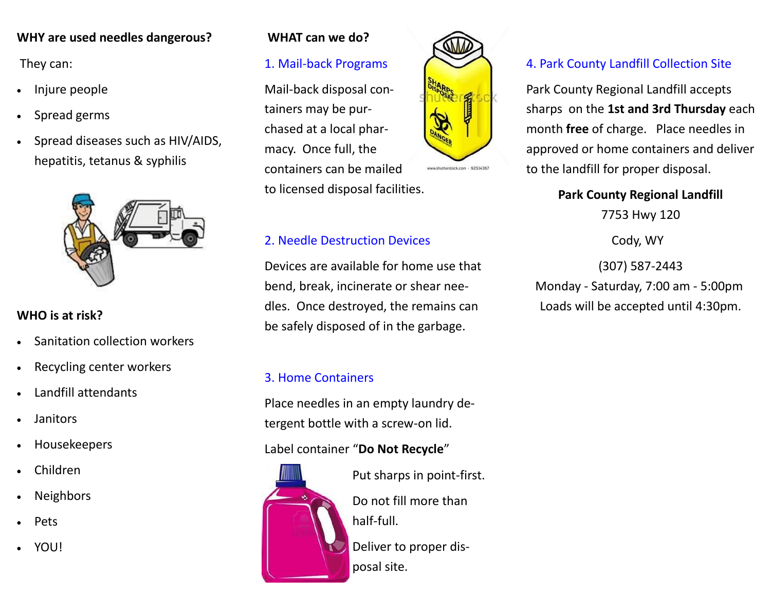**WHY are used needles dangerous?**

They can:

- Injure people
- Spread germs
- Spread diseases such as HIV/AIDS, hepatitis, tetanus & syphilis

**WHO is at risk?**

- Sanitation collection workers
- Recycling center workers
- Landfill attendants
- Janitors
- Housekeepers
- Children
- Neighbors
- Pets
- YOU!

**WHAT can we do?**

### 1. Mail-back Programs

Mail-back disposal containers may be purchased at a local pharmacy. Once full, the containers can be mailed to licensed disposal facilities.

### 2. Needle Destruction Devices

Devices are available for home use that bend, break, incinerate or shear needles. Once destroyed, the remains can be safely disposed of in the garbage.

### 3. Home Containers

Place needles in an empty laundry detergent bottle with a screw-on lid.

Label container "**Do Not Recycle**"

Put sharps in point-first.

Do not fill more than half-full.

Deliver to proper disposal site.

### 4. Park County Landfill Collection Site

Park County Regional Landfill accepts sharps on the **1st and 3rd Thursday** each month **free** of charge. Place needles in approved or home containers and deliver to the landfill for proper disposal.

**Park County Regional Landfill**

7753 Hwy 120

Cody, WY

(307) 587-2443

Monday - Saturday, 7:00 am - 5:00pm

Loads will be accepted until 4:30pm.